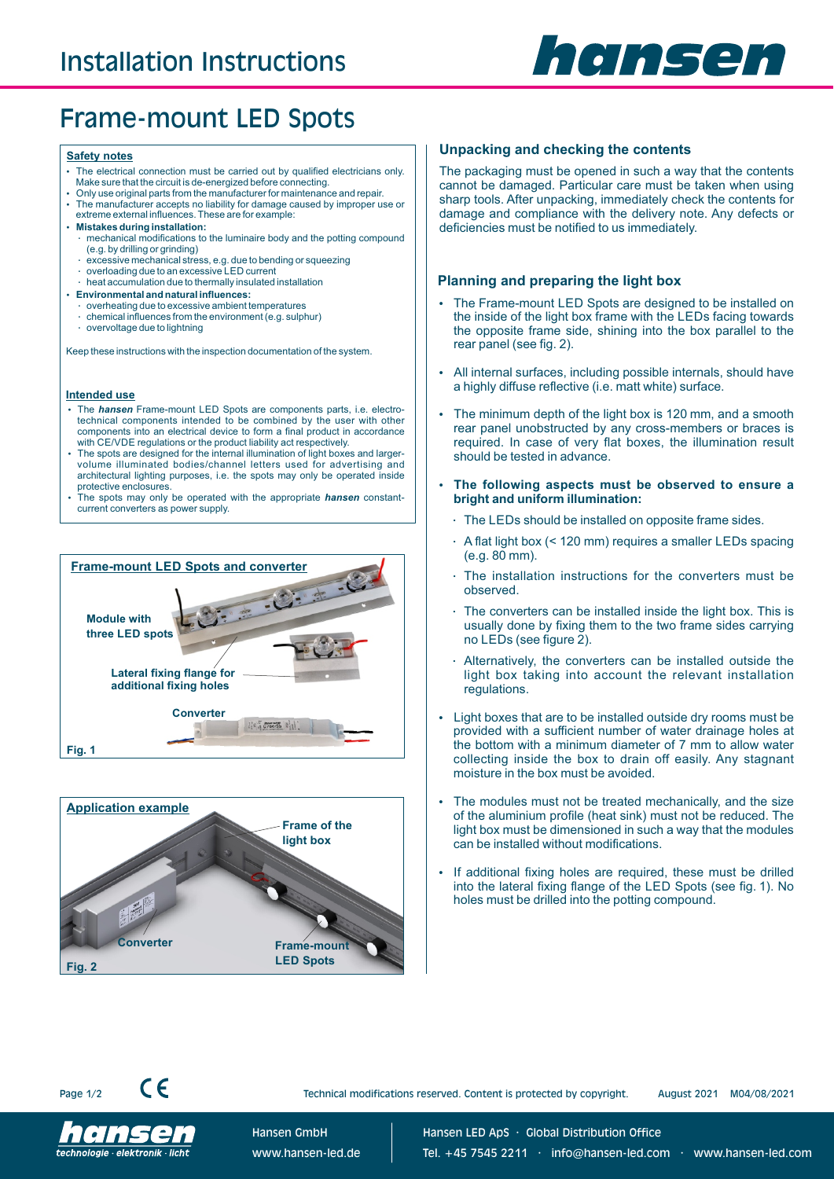# Installation Instructions

# Frame-mount LED Spots

**Safety notes**

- The electrical connection must be carried out by qualified electricians only. Make sure that the circuit is de-energized before connecting.
- Only use original parts from the manufacturer for maintenance and repair.
- The manufacturer accepts no liability for damage caused by improper use or extreme external influences. These are for example:
- **Mistakes during installation:**
  - mechanical modifications to the luminaire body and the potting compound (e.g. by drilling or grinding)
  - excessive mechanical stress, e.g. due to bending or squeezing
  - overloading due to an excessive LED current
  - heat accumulation due to thermally insulated installation
- **Environmental and natural influences:**
  - overheating due to excessive ambient temperatures
  - chemical influences from the environment (e.g. sulphur)
  - overvoltage due to lightning

Keep these instructions with the inspection documentation of the system.

**Intended use**

- The ***hansen*** Frame-mount LED Spots are components parts, i.e. electro-technical components intended to be combined by the user with other components into an electrical device to form a final product in accordance with CE/VDE regulations or the product liability act respectively.
- The spots are designed for the internal illumination of light boxes and larger-volume illuminated bodies/channel letters used for advertising and architectural lighting purposes, i.e. the spots may only be operated inside protective enclosures.
- The spots may only be operated with the appropriate ***hansen*** constant-current converters as power supply.

**Frame-mount LED Spots and converter**

Module with three LED spots

Lateral fixing flange for additional fixing holes

Converter

Fig. 1

**Application example**

Frame of the light box

Converter

Frame-mount LED Spots

Fig. 2

## Unpacking and checking the contents

The packaging must be opened in such a way that the contents cannot be damaged. Particular care must be taken when using sharp tools. After unpacking, immediately check the contents for damage and compliance with the delivery note. Any defects or deficiencies must be notified to us immediately.

## Planning and preparing the light box

- The Frame-mount LED Spots are designed to be installed on the inside of the light box frame with the LEDs facing towards the opposite frame side, shining into the box parallel to the rear panel (see fig. 2).
- All internal surfaces, including possible internals, should have a highly diffuse reflective (i.e. matt white) surface.
- The minimum depth of the light box is 120 mm, and a smooth rear panel unobstructed by any cross-members or braces is required. In case of very flat boxes, the illumination result should be tested in advance.
- **The following aspects must be observed to ensure a bright and uniform illumination:**
  - The LEDs should be installed on opposite frame sides.
  - A flat light box (< 120 mm) requires a smaller LEDs spacing (e.g. 80 mm).
  - The installation instructions for the converters must be observed.
  - The converters can be installed inside the light box. This is usually done by fixing them to the two frame sides carrying no LEDs (see figure 2).
  - Alternatively, the converters can be installed outside the light box taking into account the relevant installation regulations.
- Light boxes that are to be installed outside dry rooms must be provided with a sufficient number of water drainage holes at the bottom with a minimum diameter of 7 mm to allow water collecting inside the box to drain off easily. Any stagnant moisture in the box must be avoided.
- The modules must not be treated mechanically, and the size of the aluminium profile (heat sink) must not be reduced. The light box must be dimensioned in such a way that the modules can be installed without modifications.
- If additional fixing holes are required, these must be drilled into the lateral fixing flange of the LED Spots (see fig. 1). No holes must be drilled into the potting compound.

Technical modifications reserved. Content is protected by copyright. August 2021 M04/08/2021

Hansen GmbH www.hansen-led.de

Hansen LED ApS · Global Distribution Office
Tel. +45 7545 2211 · info@hansen-led.com · www.hansen-led.com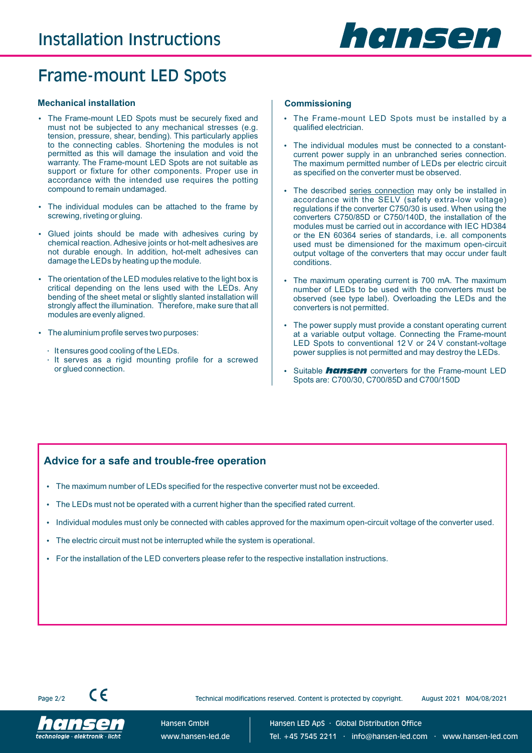# Installation Instructions

## Frame-mount LED Spots

### Mechanical installation

- The Frame-mount LED Spots must be securely fixed and must not be subjected to any mechanical stresses (e.g. tension, pressure, shear, bending). This particularly applies to the connecting cables. Shortening the modules is not permitted as this will damage the insulation and void the warranty. The Frame-mount LED Spots are not suitable as support or fixture for other components. Proper use in accordance with the intended use requires the potting compound to remain undamaged.
- The individual modules can be attached to the frame by screwing, riveting or gluing.
- Glued joints should be made with adhesives curing by chemical reaction. Adhesive joints or hot-melt adhesives are not durable enough. In addition, hot-melt adhesives can damage the LEDs by heating up the module.
- The orientation of the LED modules relative to the light box is critical depending on the lens used with the LEDs. Any bending of the sheet metal or slightly slanted installation will strongly affect the illumination. Therefore, make sure that all modules are evenly aligned.
- The aluminium profile serves two purposes:
  - It ensures good cooling of the LEDs.
  - It serves as a rigid mounting profile for a screwed or glued connection.

### Commissioning

- The Frame-mount LED Spots must be installed by a qualified electrician.
- The individual modules must be connected to a constant-current power supply in an unbranched series connection. The maximum permitted number of LEDs per electric circuit as specified on the converter must be observed.
- The described series connection may only be installed in accordance with the SELV (safety extra-low voltage) regulations if the converter C750/30 is used. When using the converters C750/85D or C750/140D, the installation of the modules must be carried out in accordance with IEC HD384 or the EN 60364 series of standards, i.e. all components used must be dimensioned for the maximum open-circuit output voltage of the converters that may occur under fault conditions.
- The maximum operating current is 700 mA. The maximum number of LEDs to be used with the converters must be observed (see type label). Overloading the LEDs and the converters is not permitted.
- The power supply must provide a constant operating current at a variable output voltage. Connecting the Frame-mount LED Spots to conventional 12 V or 24 V constant-voltage power supplies is not permitted and may destroy the LEDs.
- Suitable ***hansen*** converters for the Frame-mount LED Spots are: C700/30, C700/85D and C700/150D

### Advice for a safe and trouble-free operation

- The maximum number of LEDs specified for the respective converter must not be exceeded.
- The LEDs must not be operated with a current higher than the specified rated current.
- Individual modules must only be connected with cables approved for the maximum open-circuit voltage of the converter used.
- The electric circuit must not be interrupted while the system is operational.
- For the installation of the LED converters please refer to the respective installation instructions.

Technical modifications reserved. Content is protected by copyright. August 2021 M04/08/2021

Hansen GmbH
www.hansen-led.de

Hansen LED ApS · Global Distribution Office
Tel. +45 7545 2211 · info@hansen-led.com · www.hansen-led.com